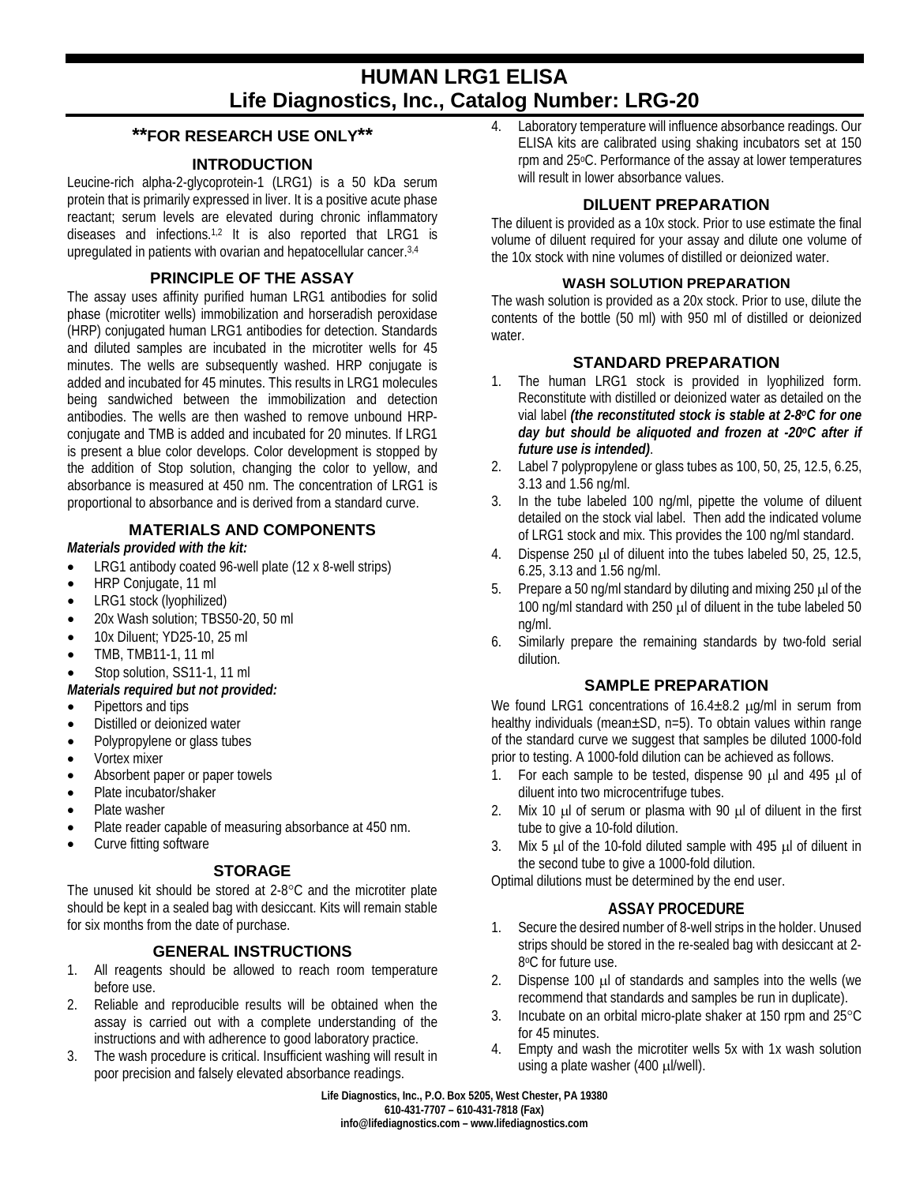# HUMAN LRG1 ELISA
# Life Diagnostics, Inc., Catalog Number: LRG-20

## \*\*FOR RESEARCH USE ONLY\*\*

## INTRODUCTION

Leucine-rich alpha-2-glycoprotein-1 (LRG1) is a 50 kDa serum protein that is primarily expressed in liver. It is a positive acute phase reactant; serum levels are elevated during chronic inflammatory diseases and infections.[1,2] It is also reported that LRG1 is upregulated in patients with ovarian and hepatocellular cancer.[3,4]

## PRINCIPLE OF THE ASSAY

The assay uses affinity purified human LRG1 antibodies for solid phase (microtiter wells) immobilization and horseradish peroxidase (HRP) conjugated human LRG1 antibodies for detection. Standards and diluted samples are incubated in the microtiter wells for 45 minutes. The wells are subsequently washed. HRP conjugate is added and incubated for 45 minutes. This results in LRG1 molecules being sandwiched between the immobilization and detection antibodies. The wells are then washed to remove unbound HRP-conjugate and TMB is added and incubated for 20 minutes. If LRG1 is present a blue color develops. Color development is stopped by the addition of Stop solution, changing the color to yellow, and absorbance is measured at 450 nm. The concentration of LRG1 is proportional to absorbance and is derived from a standard curve.

## MATERIALS AND COMPONENTS

***Materials provided with the kit:***

- LRG1 antibody coated 96-well plate (12 x 8-well strips)
- HRP Conjugate, 11 ml
- LRG1 stock (lyophilized)
- 20x Wash solution; TBS50-20, 50 ml
- 10x Diluent; YD25-10, 25 ml
- TMB, TMB11-1, 11 ml
- Stop solution, SS11-1, 11 ml

***Materials required but not provided:***

- Pipettors and tips
- Distilled or deionized water
- Polypropylene or glass tubes
- Vortex mixer
- Absorbent paper or paper towels
- Plate incubator/shaker
- Plate washer
- Plate reader capable of measuring absorbance at 450 nm.
- Curve fitting software

## STORAGE

The unused kit should be stored at 2-8°C and the microtiter plate should be kept in a sealed bag with desiccant. Kits will remain stable for six months from the date of purchase.

## GENERAL INSTRUCTIONS

1. All reagents should be allowed to reach room temperature before use.
2. Reliable and reproducible results will be obtained when the assay is carried out with a complete understanding of the instructions and with adherence to good laboratory practice.
3. The wash procedure is critical. Insufficient washing will result in poor precision and falsely elevated absorbance readings.
4. Laboratory temperature will influence absorbance readings. Our ELISA kits are calibrated using shaking incubators set at 150 rpm and 25°C. Performance of the assay at lower temperatures will result in lower absorbance values.

## DILUENT PREPARATION

The diluent is provided as a 10x stock. Prior to use estimate the final volume of diluent required for your assay and dilute one volume of the 10x stock with nine volumes of distilled or deionized water.

### WASH SOLUTION PREPARATION

The wash solution is provided as a 20x stock. Prior to use, dilute the contents of the bottle (50 ml) with 950 ml of distilled or deionized water.

## STANDARD PREPARATION

1. The human LRG1 stock is provided in lyophilized form. Reconstitute with distilled or deionized water as detailed on the vial label ***(the reconstituted stock is stable at 2-8°C for one day but should be aliquoted and frozen at -20°C after if future use is intended)***.
2. Label 7 polypropylene or glass tubes as 100, 50, 25, 12.5, 6.25, 3.13 and 1.56 ng/ml.
3. In the tube labeled 100 ng/ml, pipette the volume of diluent detailed on the stock vial label. Then add the indicated volume of LRG1 stock and mix. This provides the 100 ng/ml standard.
4. Dispense 250 µl of diluent into the tubes labeled 50, 25, 12.5, 6.25, 3.13 and 1.56 ng/ml.
5. Prepare a 50 ng/ml standard by diluting and mixing 250 µl of the 100 ng/ml standard with 250 µl of diluent in the tube labeled 50 ng/ml.
6. Similarly prepare the remaining standards by two-fold serial dilution.

## SAMPLE PREPARATION

We found LRG1 concentrations of 16.4±8.2 µg/ml in serum from healthy individuals (mean±SD, n=5). To obtain values within range of the standard curve we suggest that samples be diluted 1000-fold prior to testing. A 1000-fold dilution can be achieved as follows.

1. For each sample to be tested, dispense 90 µl and 495 µl of diluent into two microcentrifuge tubes.
2. Mix 10 µl of serum or plasma with 90 µl of diluent in the first tube to give a 10-fold dilution.
3. Mix 5 µl of the 10-fold diluted sample with 495 µl of diluent in the second tube to give a 1000-fold dilution.

Optimal dilutions must be determined by the end user.

## ASSAY PROCEDURE

1. Secure the desired number of 8-well strips in the holder. Unused strips should be stored in the re-sealed bag with desiccant at 2-8°C for future use.
2. Dispense 100 µl of standards and samples into the wells (we recommend that standards and samples be run in duplicate).
3. Incubate on an orbital micro-plate shaker at 150 rpm and 25°C for 45 minutes.
4. Empty and wash the microtiter wells 5x with 1x wash solution using a plate washer (400 µl/well).

Life Diagnostics, Inc., P.O. Box 5205, West Chester, PA 19380
610-431-7707 – 610-431-7818 (Fax)
info@lifediagnostics.com – www.lifediagnostics.com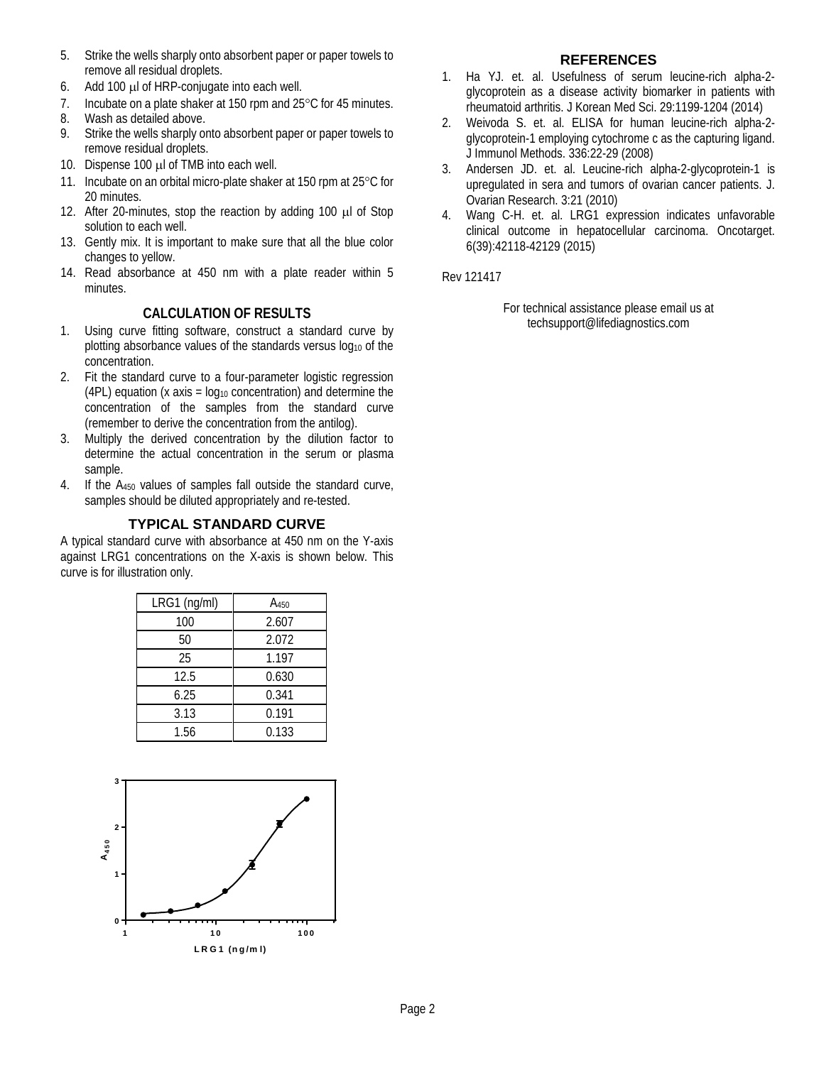5. Strike the wells sharply onto absorbent paper or paper towels to remove all residual droplets.
6. Add 100 µl of HRP-conjugate into each well.
7. Incubate on a plate shaker at 150 rpm and 25°C for 45 minutes.
8. Wash as detailed above.
9. Strike the wells sharply onto absorbent paper or paper towels to remove residual droplets.
10. Dispense 100 µl of TMB into each well.
11. Incubate on an orbital micro-plate shaker at 150 rpm at 25°C for 20 minutes.
12. After 20-minutes, stop the reaction by adding 100 µl of Stop solution to each well.
13. Gently mix. It is important to make sure that all the blue color changes to yellow.
14. Read absorbance at 450 nm with a plate reader within 5 minutes.

## CALCULATION OF RESULTS

1. Using curve fitting software, construct a standard curve by plotting absorbance values of the standards versus $\log_{10}$ of the concentration.
2. Fit the standard curve to a four-parameter logistic regression (4PL) equation (x axis = $\log_{10}$ concentration) and determine the concentration of the samples from the standard curve (remember to derive the concentration from the antilog).
3. Multiply the derived concentration by the dilution factor to determine the actual concentration in the serum or plasma sample.
4. If the $A_{450}$ values of samples fall outside the standard curve, samples should be diluted appropriately and re-tested.

## TYPICAL STANDARD CURVE

A typical standard curve with absorbance at 450 nm on the Y-axis against LRG1 concentrations on the X-axis is shown below. This curve is for illustration only.

| LRG1 (ng/ml) | $A_{450}$ |
|---|---|
| 100 | 2.607 |
| 50 | 2.072 |
| 25 | 1.197 |
| 12.5 | 0.630 |
| 6.25 | 0.341 |
| 3.13 | 0.191 |
| 1.56 | 0.133 |

$A_{450}$

3

2

1

0

1

10

100

LRG1 (ng/ml)

## REFERENCES

1. Ha YJ. et. al. Usefulness of serum leucine-rich alpha-2-glycoprotein as a disease activity biomarker in patients with rheumatoid arthritis. J Korean Med Sci. 29:1199-1204 (2014)
2. Weivoda S. et. al. ELISA for human leucine-rich alpha-2-glycoprotein-1 employing cytochrome c as the capturing ligand. J Immunol Methods. 336:22-29 (2008)
3. Andersen JD. et. al. Leucine-rich alpha-2-glycoprotein-1 is upregulated in sera and tumors of ovarian cancer patients. J. Ovarian Research. 3:21 (2010)
4. Wang C-H. et. al. LRG1 expression indicates unfavorable clinical outcome in hepatocellular carcinoma. Oncotarget. 6(39):42118-42129 (2015)

Rev 121417

For technical assistance please email us at techsupport@lifediagnostics.com